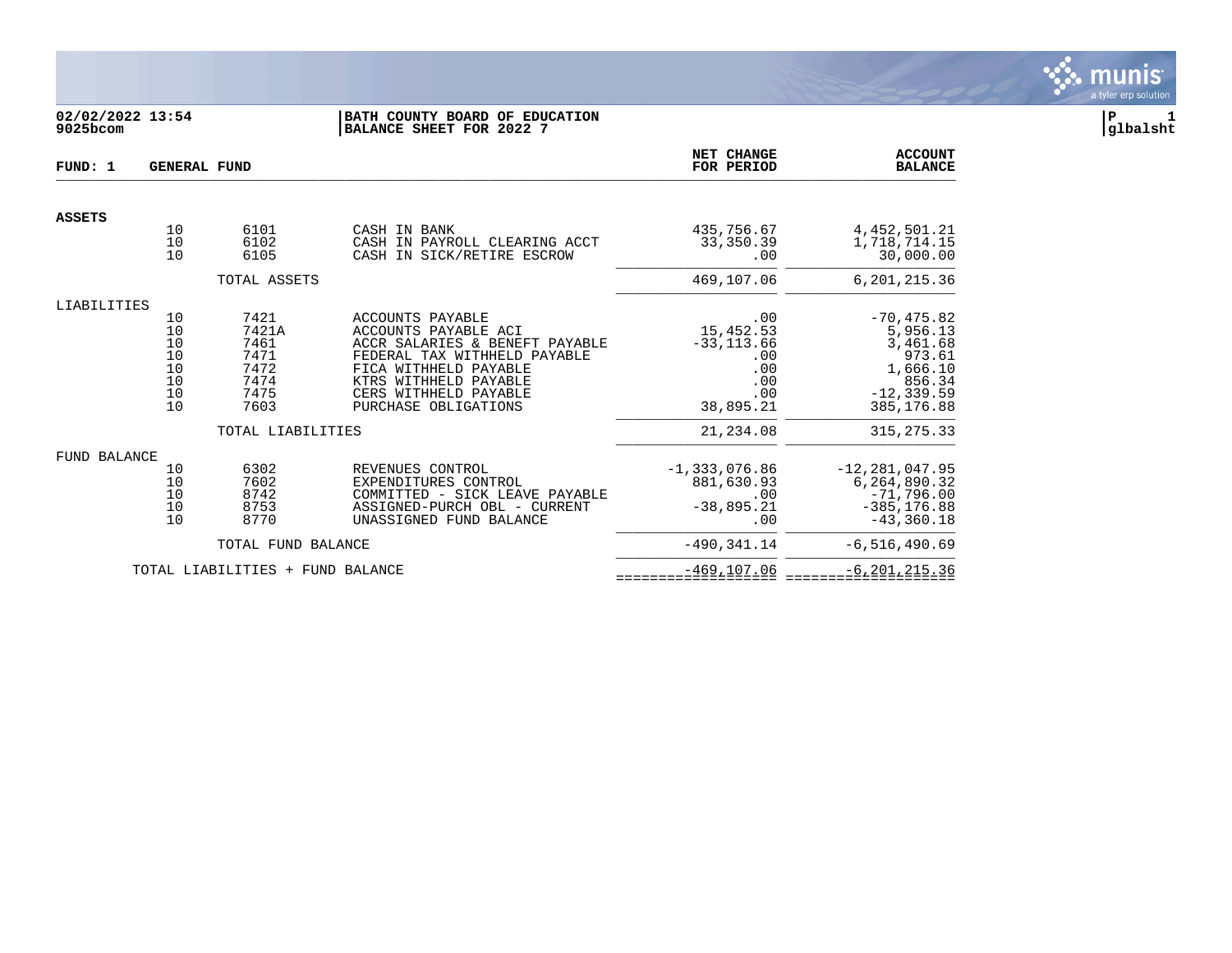**02/02/2022 13:54**
**9025bcom**

**BATH COUNTY BOARD OF EDUCATION**
**BALANCE SHEET FOR 2022 7**

**P 1**
**glbalsht**

| FUND: 1 GENERAL FUND | | | | NET CHANGE FOR PERIOD | ACCOUNT BALANCE |
|---|---|---|---|---|---|
| **ASSETS** | | | | | |
| | 10 | 6101 | CASH IN BANK | 435,756.67 | 4,452,501.21 |
| | 10 | 6102 | CASH IN PAYROLL CLEARING ACCT | 33,350.39 | 1,718,714.15 |
| | 10 | 6105 | CASH IN SICK/RETIRE ESCROW | .00 | 30,000.00 |
| | | TOTAL ASSETS | | 469,107.06 | 6,201,215.36 |
| LIABILITIES | | | | | |
| | 10 | 7421 | ACCOUNTS PAYABLE | .00 | -70,475.82 |
| | 10 | 7421A | ACCOUNTS PAYABLE ACI | 15,452.53 | 5,956.13 |
| | 10 | 7461 | ACCR SALARIES & BENEFT PAYABLE | -33,113.66 | 3,461.68 |
| | 10 | 7471 | FEDERAL TAX WITHHELD PAYABLE | .00 | 973.61 |
| | 10 | 7472 | FICA WITHHELD PAYABLE | .00 | 1,666.10 |
| | 10 | 7474 | KTRS WITHHELD PAYABLE | .00 | 856.34 |
| | 10 | 7475 | CERS WITHHELD PAYABLE | .00 | -12,339.59 |
| | 10 | 7603 | PURCHASE OBLIGATIONS | 38,895.21 | 385,176.88 |
| | | TOTAL LIABILITIES | | 21,234.08 | 315,275.33 |
| FUND BALANCE | | | | | |
| | 10 | 6302 | REVENUES CONTROL | -1,333,076.86 | -12,281,047.95 |
| | 10 | 7602 | EXPENDITURES CONTROL | 881,630.93 | 6,264,890.32 |
| | 10 | 8742 | COMMITTED - SICK LEAVE PAYABLE | .00 | -71,796.00 |
| | 10 | 8753 | ASSIGNED-PURCH OBL - CURRENT | -38,895.21 | -385,176.88 |
| | 10 | 8770 | UNASSIGNED FUND BALANCE | .00 | -43,360.18 |
| | | TOTAL FUND BALANCE | | -490,341.14 | -6,516,490.69 |
| | TOTAL LIABILITIES + FUND BALANCE | | | -469,107.06 | -6,201,215.36 |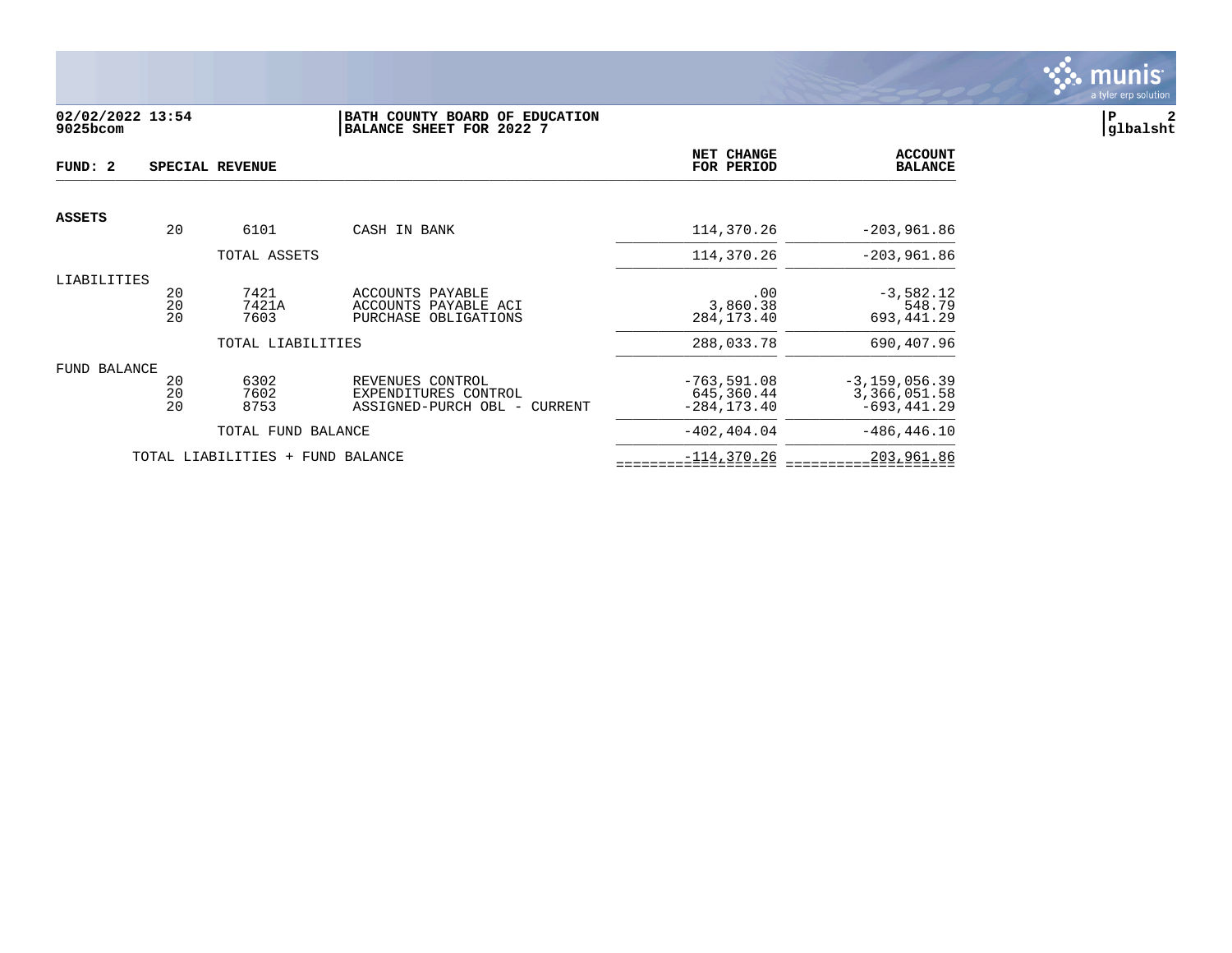02/02/2022 13:54
9025bcom

**BATH COUNTY BOARD OF EDUCATION**
**BALANCE SHEET FOR 2022 7**

P 2
glbalsht

**FUND: 2 SPECIAL REVENUE**

| | | | | NET CHANGE FOR PERIOD | ACCOUNT BALANCE |
|---|---|---|---|---|---|
| **ASSETS** | | | | | |
| | 20 | 6101 | CASH IN BANK | 114,370.26 | -203,961.86 |
| | | TOTAL ASSETS | | 114,370.26 | -203,961.86 |
| LIABILITIES | | | | | |
| | 20 | 7421 | ACCOUNTS PAYABLE | .00 | -3,582.12 |
| | 20 | 7421A | ACCOUNTS PAYABLE ACI | 3,860.38 | 548.79 |
| | 20 | 7603 | PURCHASE OBLIGATIONS | 284,173.40 | 693,441.29 |
| | | TOTAL LIABILITIES | | 288,033.78 | 690,407.96 |
| FUND BALANCE | | | | | |
| | 20 | 6302 | REVENUES CONTROL | -763,591.08 | -3,159,056.39 |
| | 20 | 7602 | EXPENDITURES CONTROL | 645,360.44 | 3,366,051.58 |
| | 20 | 8753 | ASSIGNED-PURCH OBL - CURRENT | -284,173.40 | -693,441.29 |
| | | TOTAL FUND BALANCE | | -402,404.04 | -486,446.10 |
| | TOTAL LIABILITIES + FUND BALANCE | | | -114,370.26 | 203,961.86 |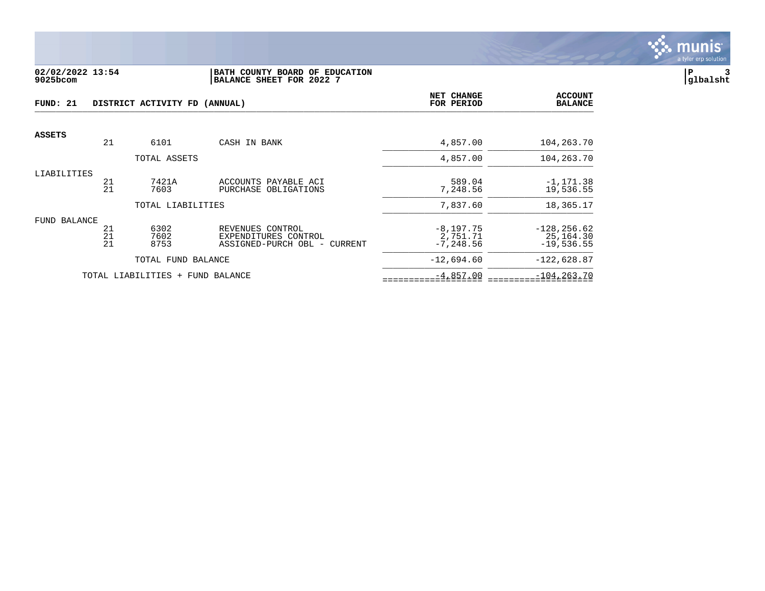**02/02/2022 13:54**
**9025bcom**

**BATH COUNTY BOARD OF EDUCATION**
**BALANCE SHEET FOR 2022 7**

**P 3**
**glbalsht**

**FUND: 21 DISTRICT ACTIVITY FD (ANNUAL)**

| | Fund | Account | Description | NET CHANGE FOR PERIOD | ACCOUNT BALANCE |
|---|---|---|---|---|---|
| **ASSETS** | | | | | |
| | 21 | 6101 | CASH IN BANK | 4,857.00 | 104,263.70 |
| | | TOTAL ASSETS | | 4,857.00 | 104,263.70 |
| LIABILITIES | | | | | |
| | 21 | 7421A | ACCOUNTS PAYABLE ACI | 589.04 | -1,171.38 |
| | 21 | 7603 | PURCHASE OBLIGATIONS | 7,248.56 | 19,536.55 |
| | | TOTAL LIABILITIES | | 7,837.60 | 18,365.17 |
| FUND BALANCE | | | | | |
| | 21 | 6302 | REVENUES CONTROL | -8,197.75 | -128,256.62 |
| | 21 | 7602 | EXPENDITURES CONTROL | 2,751.71 | 25,164.30 |
| | 21 | 8753 | ASSIGNED-PURCH OBL - CURRENT | -7,248.56 | -19,536.55 |
| | | TOTAL FUND BALANCE | | -12,694.60 | -122,628.87 |
| | TOTAL LIABILITIES + FUND BALANCE | | | -4,857.00 | -104,263.70 |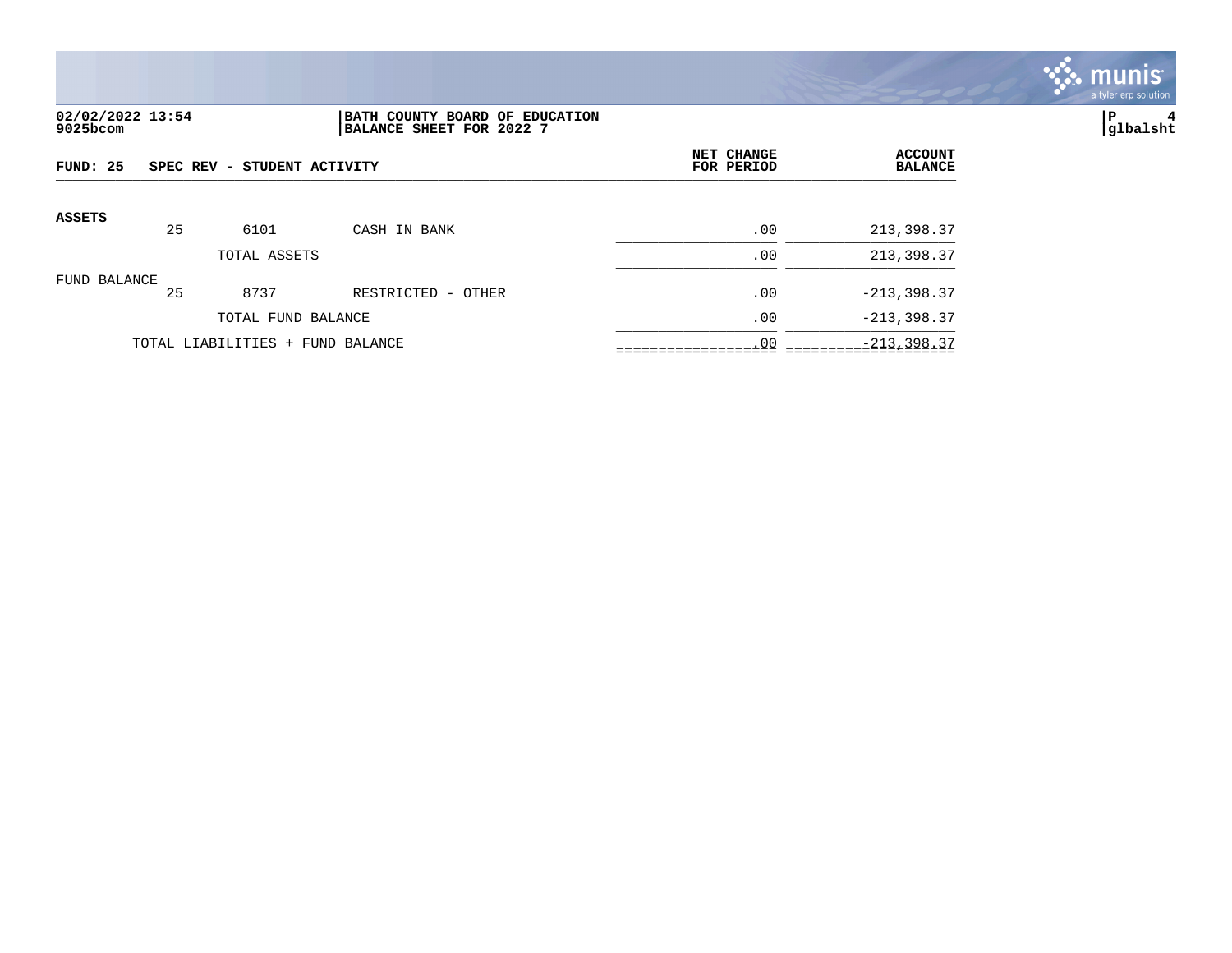**02/02/2022 13:54**
**9025bcom**

**BATH COUNTY BOARD OF EDUCATION**
**BALANCE SHEET FOR 2022 7**

**glbalsht**

| FUND: 25 | SPEC REV - STUDENT ACTIVITY | | | NET CHANGE FOR PERIOD | ACCOUNT BALANCE |
|---|---|---|---|---|---|
| **ASSETS** | | | | | |
| | 25 | 6101 | CASH IN BANK | .00 | 213,398.37 |
| | | TOTAL ASSETS | | .00 | 213,398.37 |
| FUND BALANCE | | | | | |
| | 25 | 8737 | RESTRICTED - OTHER | .00 | -213,398.37 |
| | | TOTAL FUND BALANCE | | .00 | -213,398.37 |
| | TOTAL LIABILITIES + FUND BALANCE | | | .00 | -213,398.37 |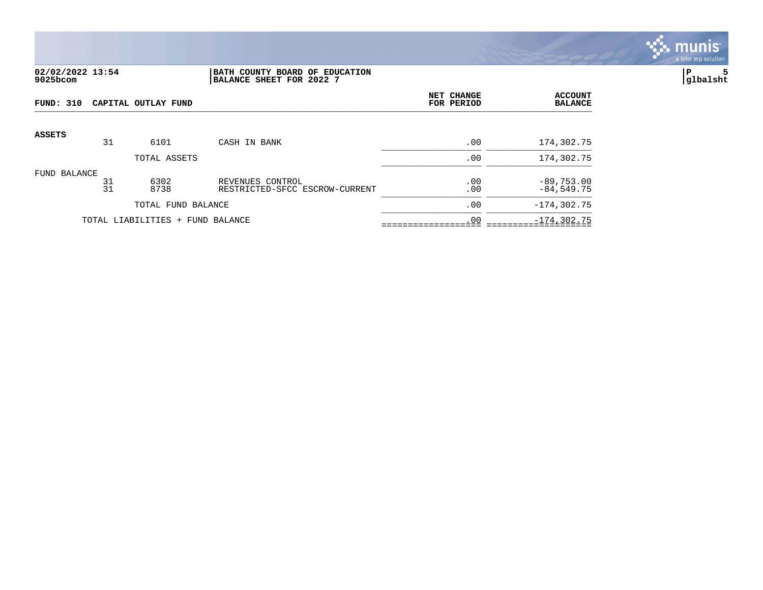02/02/2022 13:54
9025bcom

BATH COUNTY BOARD OF EDUCATION
BALANCE SHEET FOR 2022 7

P 5
glbalsht

| FUND: 310 CAPITAL OUTLAY FUND | | | | NET CHANGE FOR PERIOD | ACCOUNT BALANCE |
|---|---|---|---|---|---|
| **ASSETS** | | | | | |
| | 31 | 6101 | CASH IN BANK | .00 | 174,302.75 |
| | | TOTAL ASSETS | | .00 | 174,302.75 |
| FUND BALANCE | | | | | |
| | 31 | 6302 | REVENUES CONTROL | .00 | -89,753.00 |
| | 31 | 8738 | RESTRICTED-SFCC ESCROW-CURRENT | .00 | -84,549.75 |
| | | TOTAL FUND BALANCE | | .00 | -174,302.75 |
| | TOTAL LIABILITIES + FUND BALANCE | | | .00 | -174,302.75 |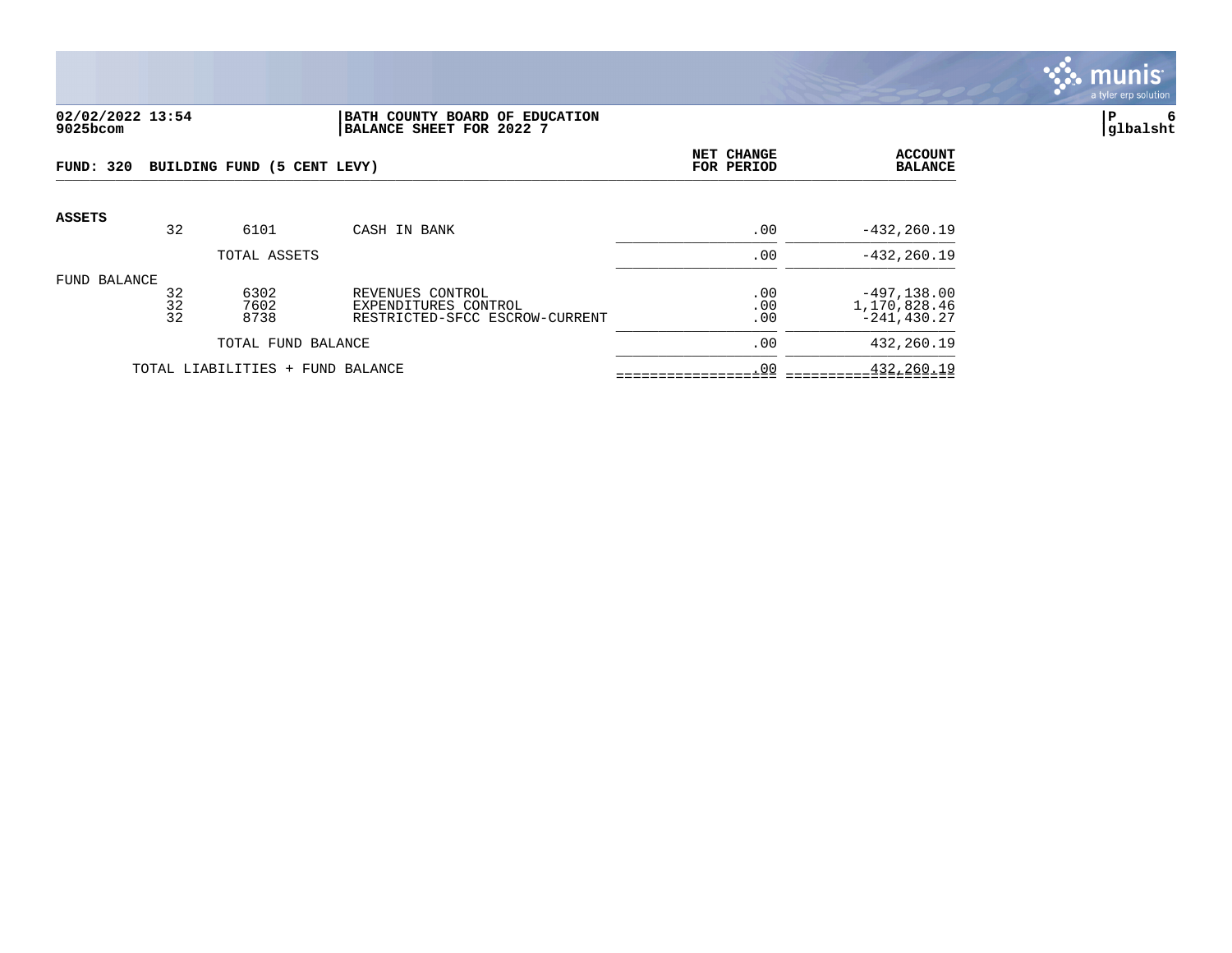02/02/2022 13:54
9025bcom

**BATH COUNTY BOARD OF EDUCATION**
**BALANCE SHEET FOR 2022 7**

P 6
glbalsht

**FUND: 320 BUILDING FUND (5 CENT LEVY)**

| | | | | NET CHANGE FOR PERIOD | ACCOUNT BALANCE |
|---|---|---|---|---|---|
| **ASSETS** | | | | | |
| | 32 | 6101 | CASH IN BANK | .00 | -432,260.19 |
| | | TOTAL ASSETS | | .00 | -432,260.19 |
| FUND BALANCE | | | | | |
| | 32 | 6302 | REVENUES CONTROL | .00 | -497,138.00 |
| | 32 | 7602 | EXPENDITURES CONTROL | .00 | 1,170,828.46 |
| | 32 | 8738 | RESTRICTED-SFCC ESCROW-CURRENT | .00 | -241,430.27 |
| | | TOTAL FUND BALANCE | | .00 | 432,260.19 |
| | TOTAL LIABILITIES + FUND BALANCE | | | .00 | 432,260.19 |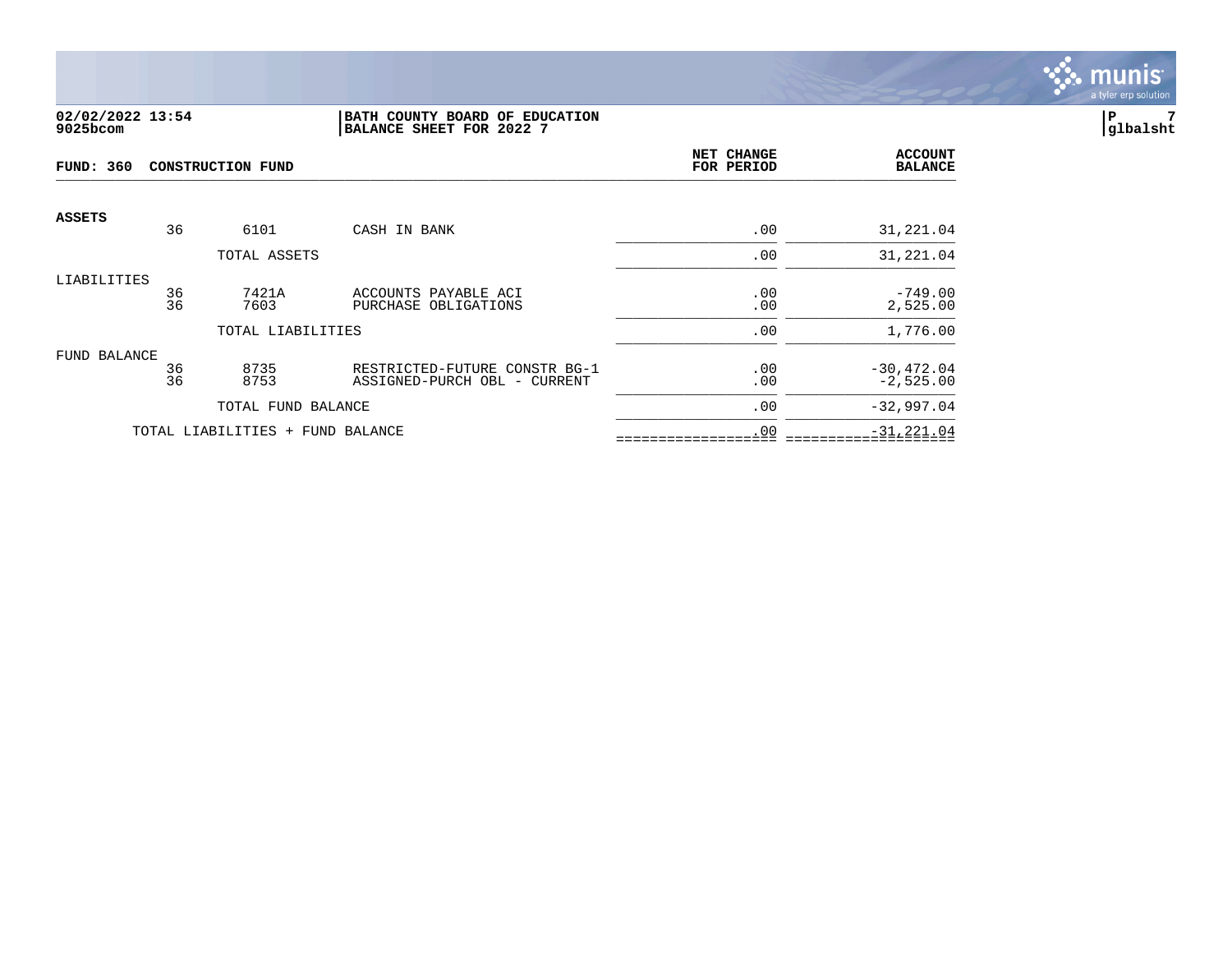02/02/2022 13:54
9025bcom

**BATH COUNTY BOARD OF EDUCATION**
**BALANCE SHEET FOR 2022 7**

P 7
glbalsht

| FUND: 360 CONSTRUCTION FUND | | | | NET CHANGE FOR PERIOD | ACCOUNT BALANCE |
|---|---|---|---|---|---|
| **ASSETS** | | | | | |
| | 36 | 6101 | CASH IN BANK | .00 | 31,221.04 |
| | | TOTAL ASSETS | | .00 | 31,221.04 |
| LIABILITIES | | | | | |
| | 36 | 7421A | ACCOUNTS PAYABLE ACI | .00 | -749.00 |
| | 36 | 7603 | PURCHASE OBLIGATIONS | .00 | 2,525.00 |
| | | TOTAL LIABILITIES | | .00 | 1,776.00 |
| FUND BALANCE | | | | | |
| | 36 | 8735 | RESTRICTED-FUTURE CONSTR BG-1 | .00 | -30,472.04 |
| | 36 | 8753 | ASSIGNED-PURCH OBL - CURRENT | .00 | -2,525.00 |
| | | TOTAL FUND BALANCE | | .00 | -32,997.04 |
| TOTAL LIABILITIES + FUND BALANCE | | | | .00 | -31,221.04 |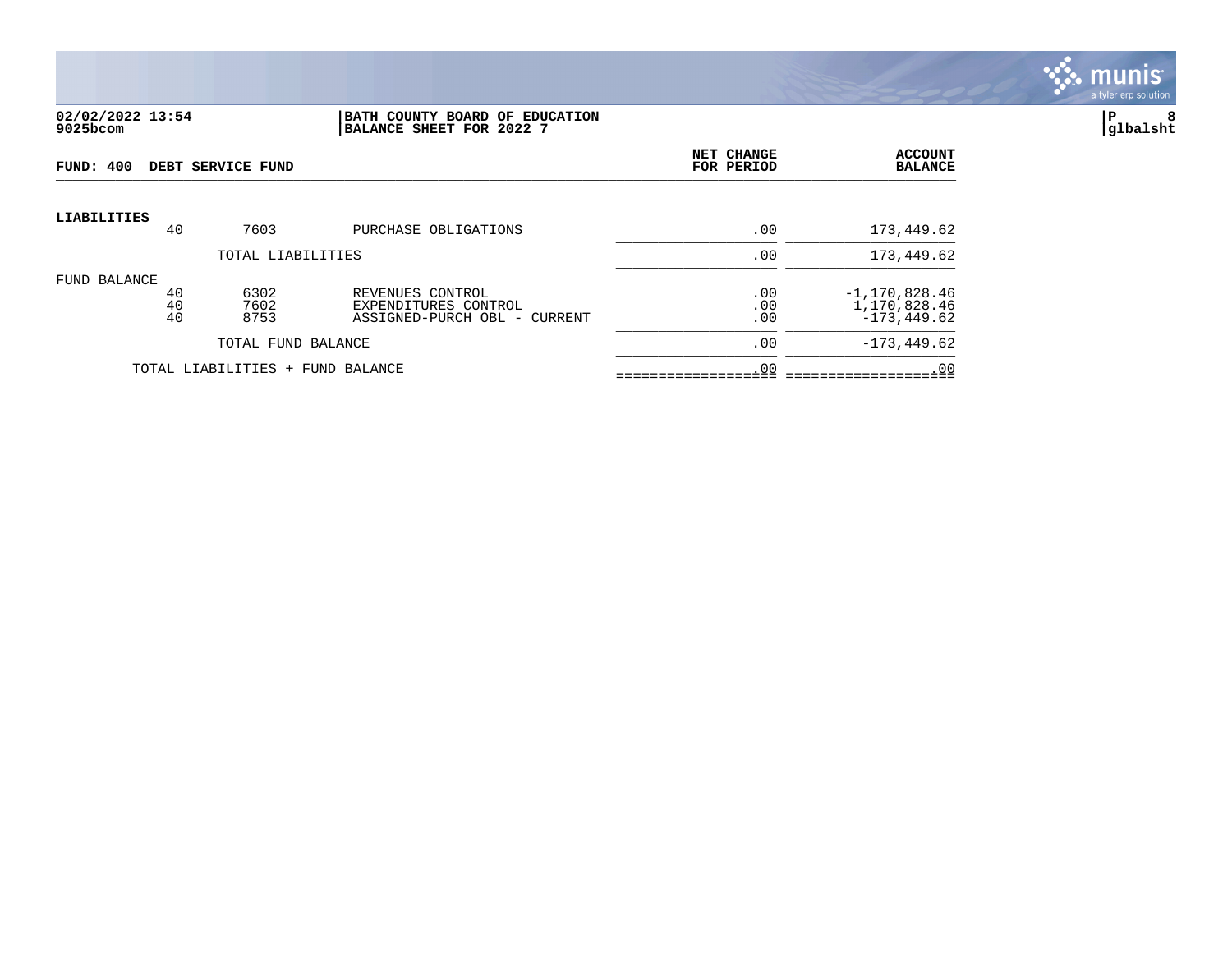**02/02/2022 13:54**
**9025bcom**

**BATH COUNTY BOARD OF EDUCATION**
**BALANCE SHEET FOR 2022 7**

**P 8**
**glbalsht**

**FUND: 400 DEBT SERVICE FUND**

| | | | | NET CHANGE FOR PERIOD | ACCOUNT BALANCE |
|---|---|---|---|---|---|
| **LIABILITIES** | | | | | |
| | 40 | 7603 | PURCHASE OBLIGATIONS | .00 | 173,449.62 |
| | | TOTAL LIABILITIES | | .00 | 173,449.62 |
| FUND BALANCE | | | | | |
| | 40 | 6302 | REVENUES CONTROL | .00 | -1,170,828.46 |
| | 40 | 7602 | EXPENDITURES CONTROL | .00 | 1,170,828.46 |
| | 40 | 8753 | ASSIGNED-PURCH OBL - CURRENT | .00 | -173,449.62 |
| | | TOTAL FUND BALANCE | | .00 | -173,449.62 |
| | TOTAL LIABILITIES + FUND BALANCE | | | .00 | .00 |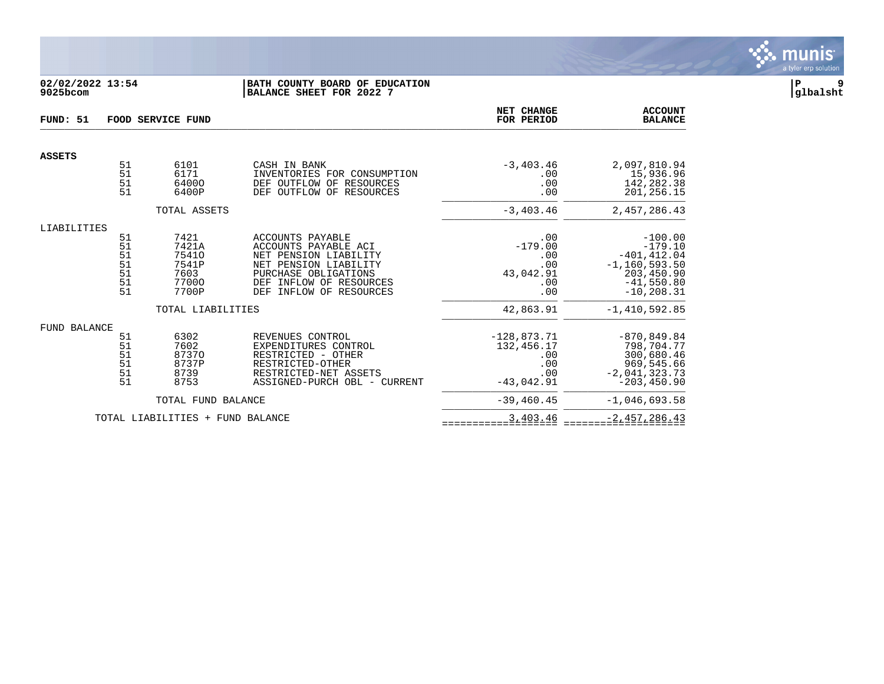**02/02/2022 13:54** — **BATH COUNTY BOARD OF EDUCATION**
**9025bcom** — **BALANCE SHEET FOR 2022 7**

**glbalsht**

| FUND: 51 | FOOD SERVICE FUND | | | NET CHANGE FOR PERIOD | ACCOUNT BALANCE |
|---|---|---|---|---|---|
| **ASSETS** | | | | | |
| | 51 | 6101 | CASH IN BANK | -3,403.46 | 2,097,810.94 |
| | 51 | 6171 | INVENTORIES FOR CONSUMPTION | .00 | 15,936.96 |
| | 51 | 6400O | DEF OUTFLOW OF RESOURCES | .00 | 142,282.38 |
| | 51 | 6400P | DEF OUTFLOW OF RESOURCES | .00 | 201,256.15 |
| | | TOTAL ASSETS | | -3,403.46 | 2,457,286.43 |
| LIABILITIES | | | | | |
| | 51 | 7421 | ACCOUNTS PAYABLE | .00 | -100.00 |
| | 51 | 7421A | ACCOUNTS PAYABLE ACI | -179.00 | -179.10 |
| | 51 | 7541O | NET PENSION LIABILITY | .00 | -401,412.04 |
| | 51 | 7541P | NET PENSION LIABILITY | .00 | -1,160,593.50 |
| | 51 | 7603 | PURCHASE OBLIGATIONS | 43,042.91 | 203,450.90 |
| | 51 | 7700O | DEF INFLOW OF RESOURCES | .00 | -41,550.80 |
| | 51 | 7700P | DEF INFLOW OF RESOURCES | .00 | -10,208.31 |
| | | TOTAL LIABILITIES | | 42,863.91 | -1,410,592.85 |
| FUND BALANCE | | | | | |
| | 51 | 6302 | REVENUES CONTROL | -128,873.71 | -870,849.84 |
| | 51 | 7602 | EXPENDITURES CONTROL | 132,456.17 | 798,704.77 |
| | 51 | 8737O | RESTRICTED - OTHER | .00 | 300,680.46 |
| | 51 | 8737P | RESTRICTED-OTHER | .00 | 969,545.66 |
| | 51 | 8739 | RESTRICTED-NET ASSETS | .00 | -2,041,323.73 |
| | 51 | 8753 | ASSIGNED-PURCH OBL - CURRENT | -43,042.91 | -203,450.90 |
| | | TOTAL FUND BALANCE | | -39,460.45 | -1,046,693.58 |
| | TOTAL LIABILITIES + FUND BALANCE | | | 3,403.46 | -2,457,286.43 |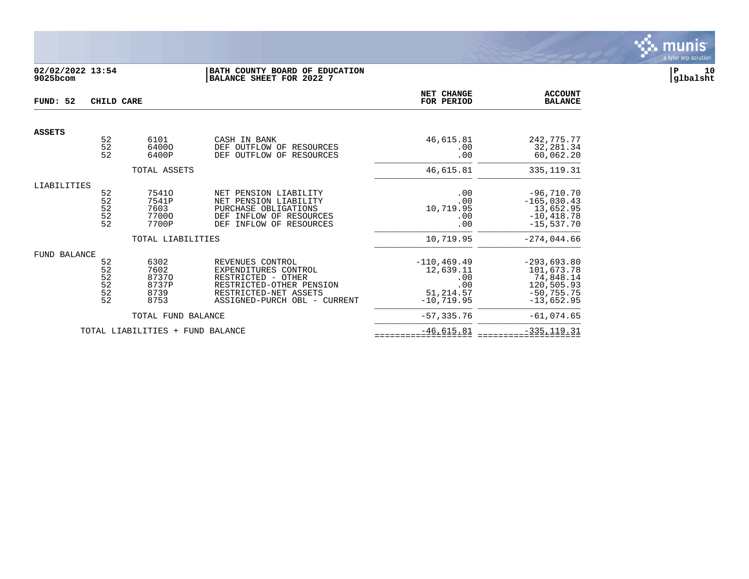**02/02/2022 13:54**
**9025bcom**

**BATH COUNTY BOARD OF EDUCATION**
**BALANCE SHEET FOR 2022 7**

**P 10**
**glbalsht**

**FUND: 52 CHILD CARE**

| | Fund | Account | Description | NET CHANGE FOR PERIOD | ACCOUNT BALANCE |
|---|---|---|---|---|---|
| **ASSETS** | | | | | |
| | 52 | 6101 | CASH IN BANK | 46,615.81 | 242,775.77 |
| | 52 | 6400O | DEF OUTFLOW OF RESOURCES | .00 | 32,281.34 |
| | 52 | 6400P | DEF OUTFLOW OF RESOURCES | .00 | 60,062.20 |
| | | TOTAL ASSETS | | 46,615.81 | 335,119.31 |
| LIABILITIES | | | | | |
| | 52 | 7541O | NET PENSION LIABILITY | .00 | -96,710.70 |
| | 52 | 7541P | NET PENSION LIABILITY | .00 | -165,030.43 |
| | 52 | 7603 | PURCHASE OBLIGATIONS | 10,719.95 | 13,652.95 |
| | 52 | 7700O | DEF INFLOW OF RESOURCES | .00 | -10,418.78 |
| | 52 | 7700P | DEF INFLOW OF RESOURCES | .00 | -15,537.70 |
| | | TOTAL LIABILITIES | | 10,719.95 | -274,044.66 |
| FUND BALANCE | | | | | |
| | 52 | 6302 | REVENUES CONTROL | -110,469.49 | -293,693.80 |
| | 52 | 7602 | EXPENDITURES CONTROL | 12,639.11 | 101,673.78 |
| | 52 | 8737O | RESTRICTED - OTHER | .00 | 74,848.14 |
| | 52 | 8737P | RESTRICTED-OTHER PENSION | .00 | 120,505.93 |
| | 52 | 8739 | RESTRICTED-NET ASSETS | 51,214.57 | -50,755.75 |
| | 52 | 8753 | ASSIGNED-PURCH OBL - CURRENT | -10,719.95 | -13,652.95 |
| | | TOTAL FUND BALANCE | | -57,335.76 | -61,074.65 |
| | TOTAL LIABILITIES + FUND BALANCE | | | -46,615.81 | -335,119.31 |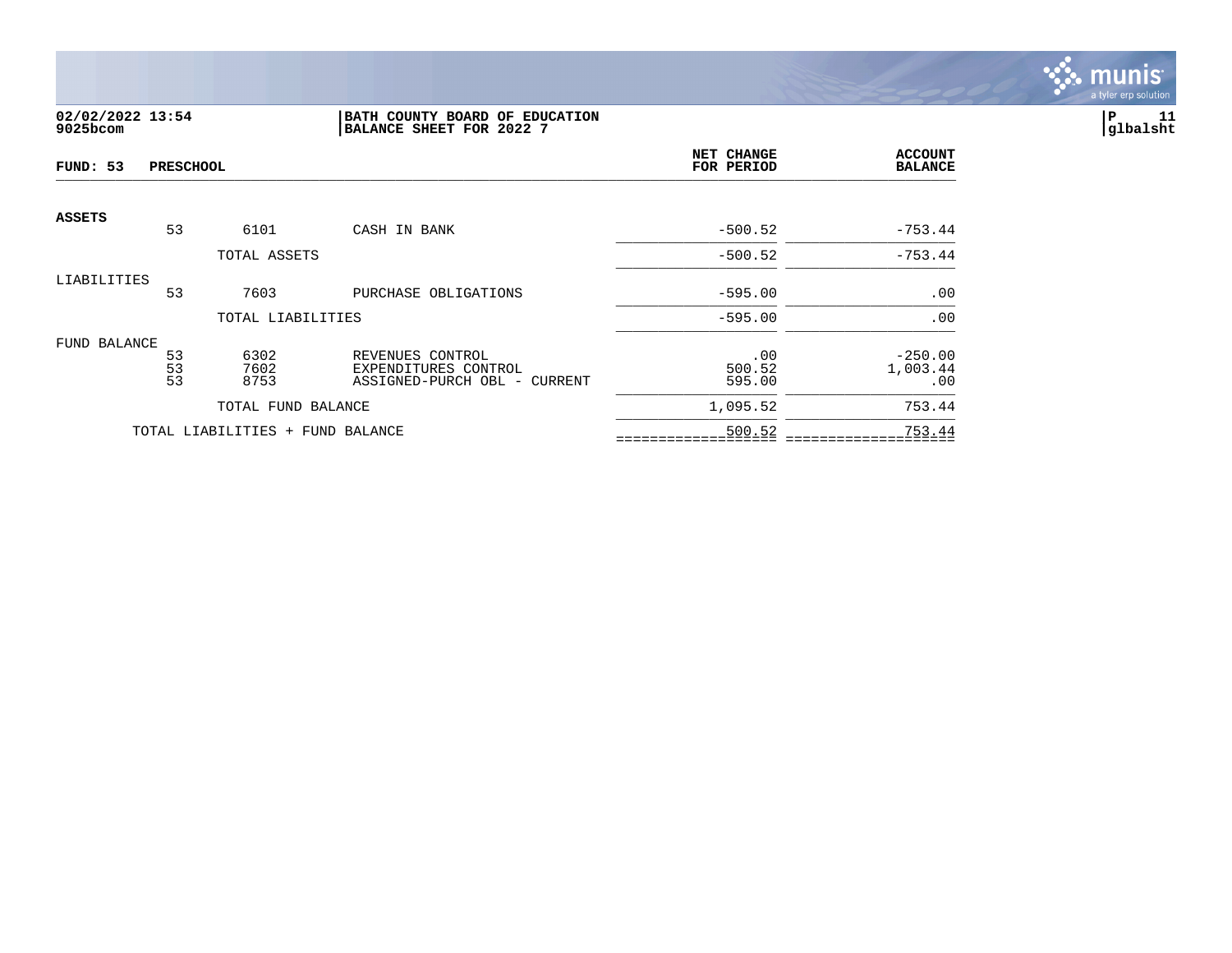**02/02/2022 13:54**
**9025bcom**

**BATH COUNTY BOARD OF EDUCATION**
**BALANCE SHEET FOR 2022 7**

**P 11**
**glbalsht**

| FUND: 53 PRESCHOOL | | | | NET CHANGE FOR PERIOD | ACCOUNT BALANCE |
|---|---|---|---|---|---|
| **ASSETS** | | | | | |
| | 53 | 6101 | CASH IN BANK | -500.52 | -753.44 |
| | | TOTAL ASSETS | | -500.52 | -753.44 |
| LIABILITIES | | | | | |
| | 53 | 7603 | PURCHASE OBLIGATIONS | -595.00 | .00 |
| | | TOTAL LIABILITIES | | -595.00 | .00 |
| FUND BALANCE | | | | | |
| | 53 | 6302 | REVENUES CONTROL | .00 | -250.00 |
| | 53 | 7602 | EXPENDITURES CONTROL | 500.52 | 1,003.44 |
| | 53 | 8753 | ASSIGNED-PURCH OBL - CURRENT | 595.00 | .00 |
| | | TOTAL FUND BALANCE | | 1,095.52 | 753.44 |
| | TOTAL LIABILITIES + FUND BALANCE | | | 500.52 | 753.44 |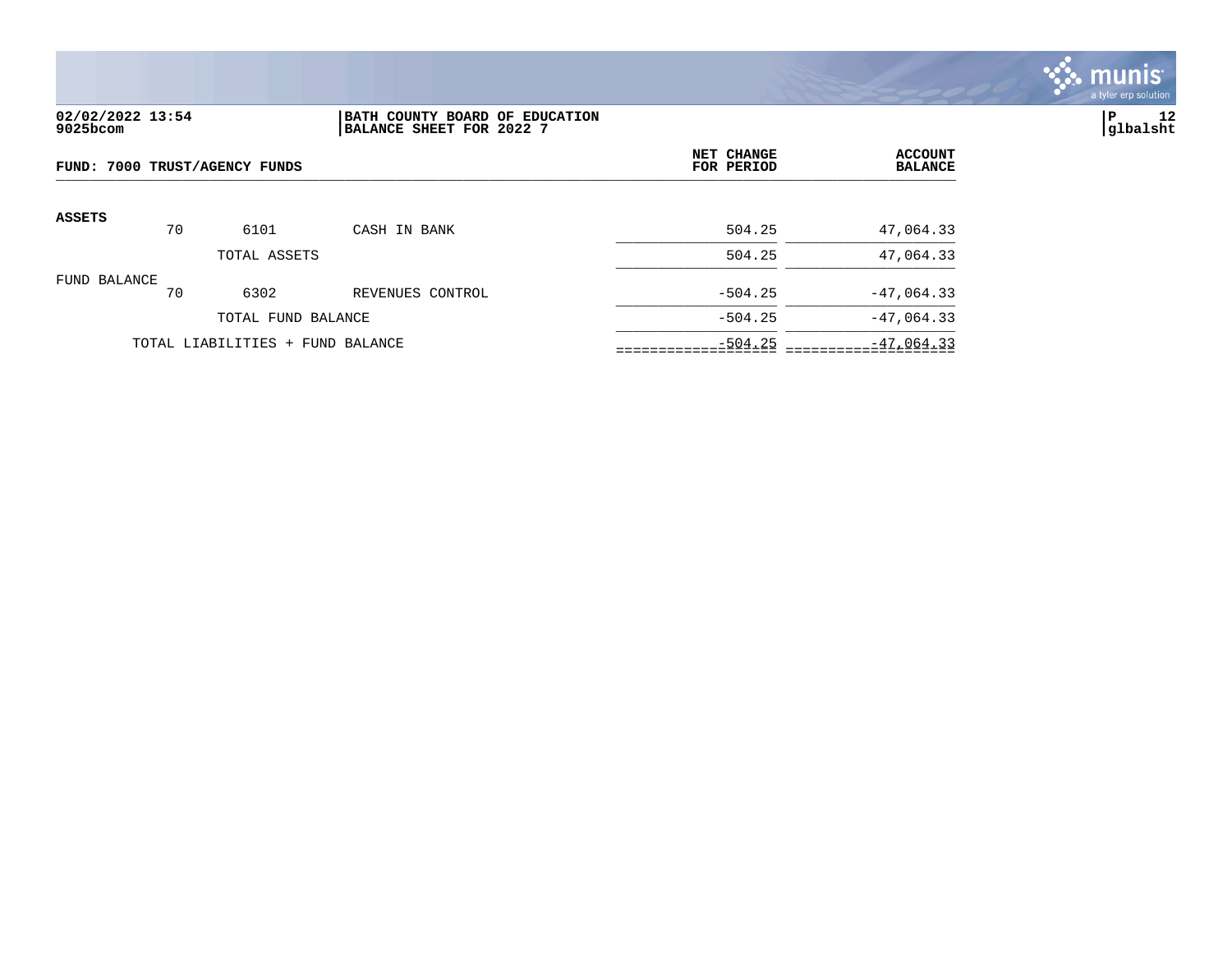02/02/2022 13:54
9025bcom

**BATH COUNTY BOARD OF EDUCATION**
**BALANCE SHEET FOR 2022 7**

glbalsht

| FUND: 7000 TRUST/AGENCY FUNDS | | | | NET CHANGE FOR PERIOD | ACCOUNT BALANCE |
|---|---|---|---|---|---|
| **ASSETS** | | | | | |
| | 70 | 6101 | CASH IN BANK | 504.25 | 47,064.33 |
| | | TOTAL ASSETS | | 504.25 | 47,064.33 |
| FUND BALANCE | | | | | |
| | 70 | 6302 | REVENUES CONTROL | -504.25 | -47,064.33 |
| | | TOTAL FUND BALANCE | | -504.25 | -47,064.33 |
| | TOTAL LIABILITIES + FUND BALANCE | | | -504.25 | -47,064.33 |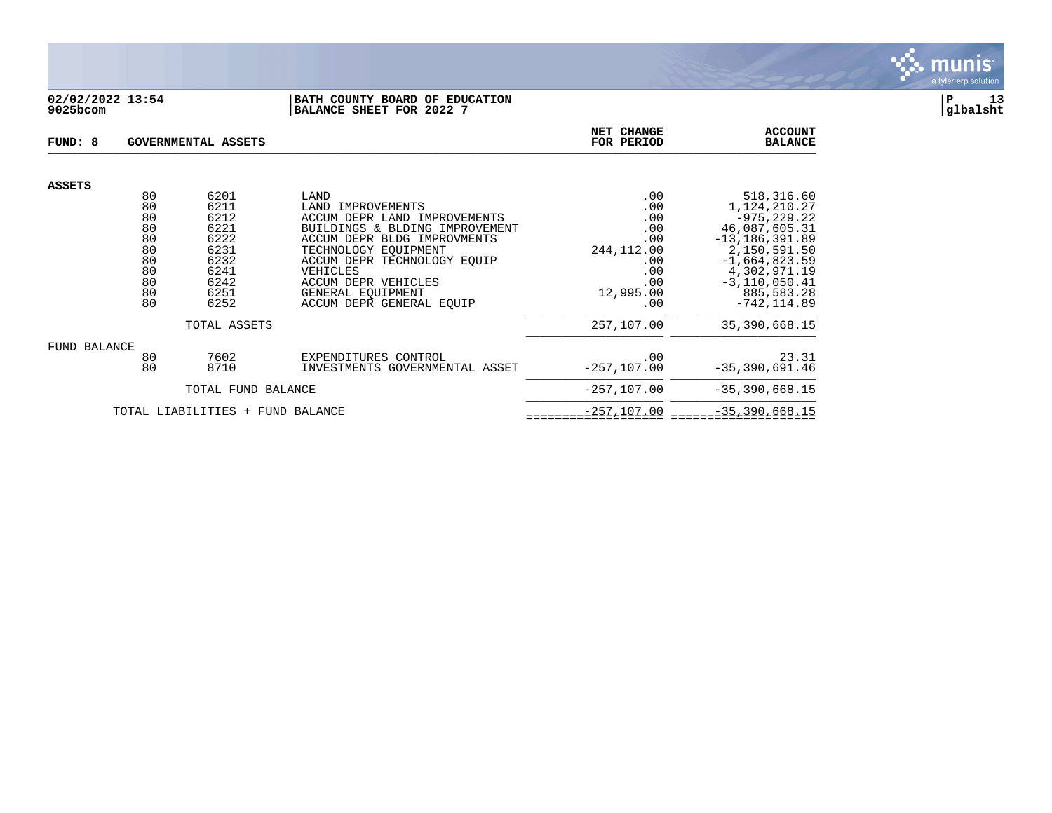02/02/2022 13:54
9025bcom

**BATH COUNTY BOARD OF EDUCATION**
**BALANCE SHEET FOR 2022 7**

P 13
glbalsht

**FUND: 8 GOVERNMENTAL ASSETS**

| | | | | NET CHANGE FOR PERIOD | ACCOUNT BALANCE |
|---|---|---|---|---|---|
| **ASSETS** | | | | | |
| | 80 | 6201 | LAND | .00 | 518,316.60 |
| | 80 | 6211 | LAND IMPROVEMENTS | .00 | 1,124,210.27 |
| | 80 | 6212 | ACCUM DEPR LAND IMPROVEMENTS | .00 | -975,229.22 |
| | 80 | 6221 | BUILDINGS & BLDING IMPROVEMENT | .00 | 46,087,605.31 |
| | 80 | 6222 | ACCUM DEPR BLDG IMPROVMENTS | .00 | -13,186,391.89 |
| | 80 | 6231 | TECHNOLOGY EQUIPMENT | 244,112.00 | 2,150,591.50 |
| | 80 | 6232 | ACCUM DEPR TECHNOLOGY EQUIP | .00 | -1,664,823.59 |
| | 80 | 6241 | VEHICLES | .00 | 4,302,971.19 |
| | 80 | 6242 | ACCUM DEPR VEHICLES | .00 | -3,110,050.41 |
| | 80 | 6251 | GENERAL EQUIPMENT | 12,995.00 | 885,583.28 |
| | 80 | 6252 | ACCUM DEPR GENERAL EQUIP | .00 | -742,114.89 |
| | | TOTAL ASSETS | | 257,107.00 | 35,390,668.15 |
| FUND BALANCE | | | | | |
| | 80 | 7602 | EXPENDITURES CONTROL | .00 | 23.31 |
| | 80 | 8710 | INVESTMENTS GOVERNMENTAL ASSET | -257,107.00 | -35,390,691.46 |
| | | TOTAL FUND BALANCE | | -257,107.00 | -35,390,668.15 |
| | TOTAL LIABILITIES + FUND BALANCE | | | -257,107.00 | -35,390,668.15 |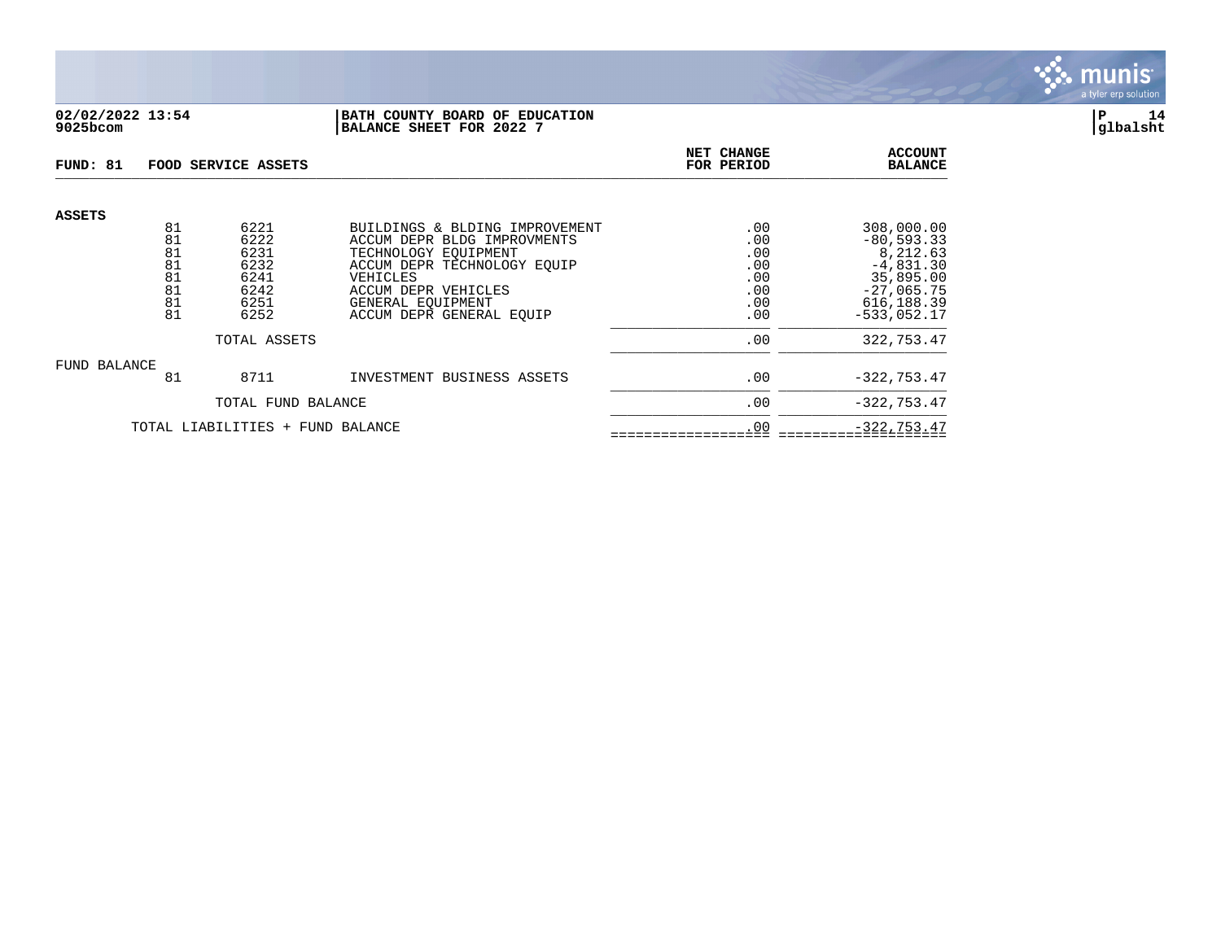02/02/2022 13:54
9025bcom

**BATH COUNTY BOARD OF EDUCATION**
**BALANCE SHEET FOR 2022 7**

glbalsht

| FUND: 81 | FOOD SERVICE ASSETS | | NET CHANGE FOR PERIOD | ACCOUNT BALANCE |
|---|---|---|---|---|
| **ASSETS** | | | | |
| 81 | 6221 | BUILDINGS & BLDING IMPROVEMENT | .00 | 308,000.00 |
| 81 | 6222 | ACCUM DEPR BLDG IMPROVMENTS | .00 | -80,593.33 |
| 81 | 6231 | TECHNOLOGY EQUIPMENT | .00 | 8,212.63 |
| 81 | 6232 | ACCUM DEPR TECHNOLOGY EQUIP | .00 | -4,831.30 |
| 81 | 6241 | VEHICLES | .00 | 35,895.00 |
| 81 | 6242 | ACCUM DEPR VEHICLES | .00 | -27,065.75 |
| 81 | 6251 | GENERAL EQUIPMENT | .00 | 616,188.39 |
| 81 | 6252 | ACCUM DEPR GENERAL EQUIP | .00 | -533,052.17 |
| | TOTAL ASSETS | | .00 | 322,753.47 |
| FUND BALANCE | | | | |
| 81 | 8711 | INVESTMENT BUSINESS ASSETS | .00 | -322,753.47 |
| | TOTAL FUND BALANCE | | .00 | -322,753.47 |
| TOTAL LIABILITIES + FUND BALANCE | | | .00 | -322,753.47 |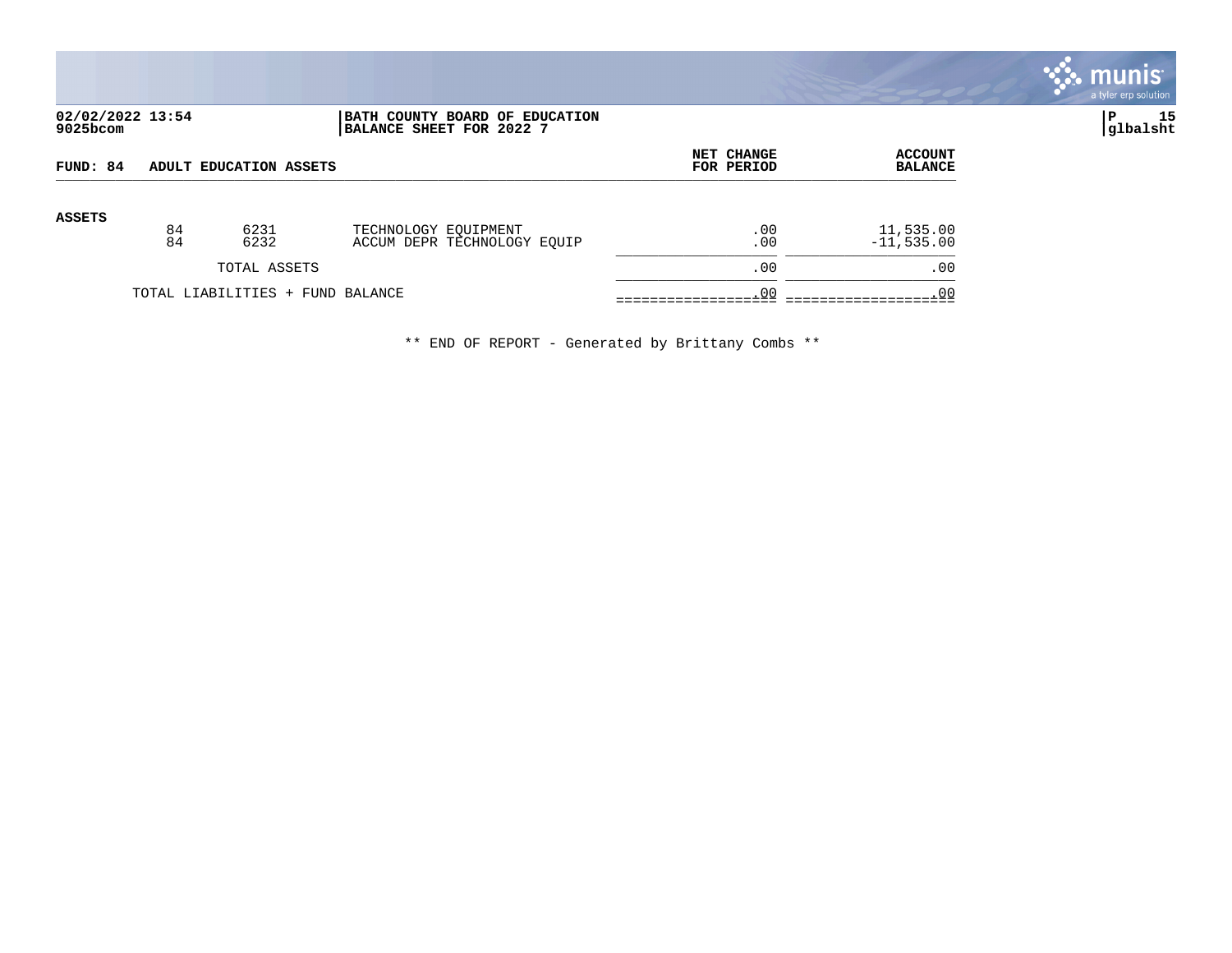**02/02/2022 13:54**
**9025bcom**

**BATH COUNTY BOARD OF EDUCATION**
**BALANCE SHEET FOR 2022 7**

**P 15**
**glbalsht**

| FUND: 84 | ADULT EDUCATION ASSETS | | | NET CHANGE FOR PERIOD | ACCOUNT BALANCE |
|---|---|---|---|---|---|
| **ASSETS** | | | | | |
| | 84 | 6231 | TECHNOLOGY EQUIPMENT | .00 | 11,535.00 |
| | 84 | 6232 | ACCUM DEPR TECHNOLOGY EQUIP | .00 | -11,535.00 |
| | TOTAL ASSETS | | | .00 | .00 |
| | TOTAL LIABILITIES + FUND BALANCE | | | .00 | .00 |

** END OF REPORT - Generated by Brittany Combs **